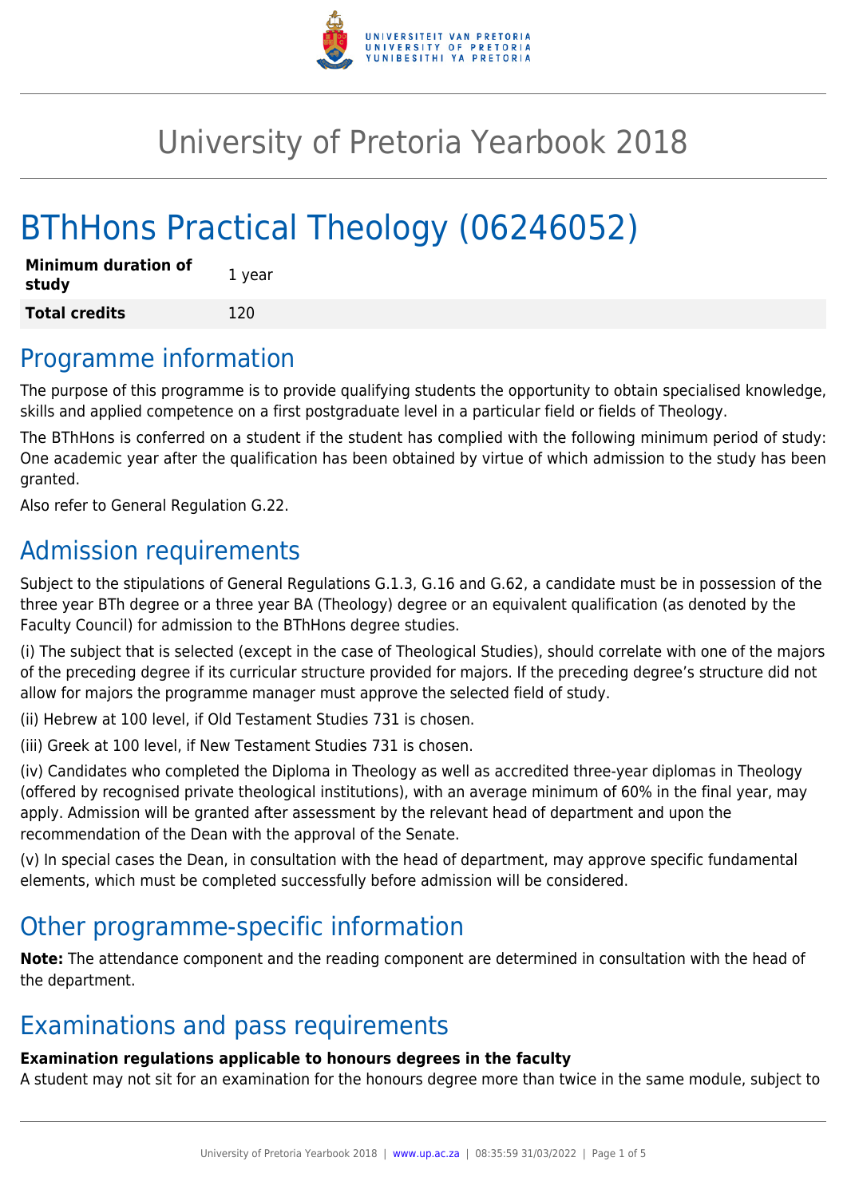# University of Pretoria Yearbook 2018

# BThHons Practical Theology (06246052)

| **Minimum duration of study** | 1 year |
| --- | --- |
| **Total credits** | 120 |

## Programme information

The purpose of this programme is to provide qualifying students the opportunity to obtain specialised knowledge, skills and applied competence on a first postgraduate level in a particular field or fields of Theology.

The BThHons is conferred on a student if the student has complied with the following minimum period of study: One academic year after the qualification has been obtained by virtue of which admission to the study has been granted.

Also refer to General Regulation G.22.

## Admission requirements

Subject to the stipulations of General Regulations G.1.3, G.16 and G.62, a candidate must be in possession of the three year BTh degree or a three year BA (Theology) degree or an equivalent qualification (as denoted by the Faculty Council) for admission to the BThHons degree studies.

(i) The subject that is selected (except in the case of Theological Studies), should correlate with one of the majors of the preceding degree if its curricular structure provided for majors. If the preceding degree's structure did not allow for majors the programme manager must approve the selected field of study.

(ii) Hebrew at 100 level, if Old Testament Studies 731 is chosen.

(iii) Greek at 100 level, if New Testament Studies 731 is chosen.

(iv) Candidates who completed the Diploma in Theology as well as accredited three-year diplomas in Theology (offered by recognised private theological institutions), with an average minimum of 60% in the final year, may apply. Admission will be granted after assessment by the relevant head of department and upon the recommendation of the Dean with the approval of the Senate.

(v) In special cases the Dean, in consultation with the head of department, may approve specific fundamental elements, which must be completed successfully before admission will be considered.

## Other programme-specific information

**Note:** The attendance component and the reading component are determined in consultation with the head of the department.

## Examinations and pass requirements

**Examination regulations applicable to honours degrees in the faculty**

A student may not sit for an examination for the honours degree more than twice in the same module, subject to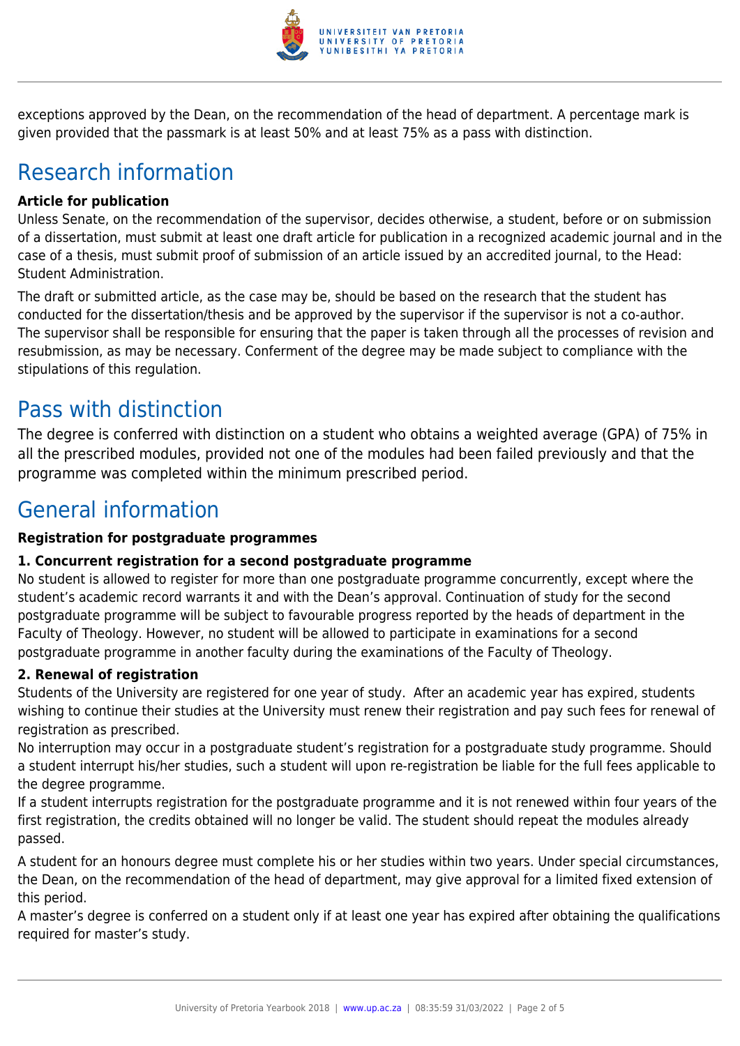exceptions approved by the Dean, on the recommendation of the head of department. A percentage mark is given provided that the passmark is at least 50% and at least 75% as a pass with distinction.

# Research information

**Article for publication**

Unless Senate, on the recommendation of the supervisor, decides otherwise, a student, before or on submission of a dissertation, must submit at least one draft article for publication in a recognized academic journal and in the case of a thesis, must submit proof of submission of an article issued by an accredited journal, to the Head: Student Administration.

The draft or submitted article, as the case may be, should be based on the research that the student has conducted for the dissertation/thesis and be approved by the supervisor if the supervisor is not a co-author. The supervisor shall be responsible for ensuring that the paper is taken through all the processes of revision and resubmission, as may be necessary. Conferment of the degree may be made subject to compliance with the stipulations of this regulation.

# Pass with distinction

The degree is conferred with distinction on a student who obtains a weighted average (GPA) of 75% in all the prescribed modules, provided not one of the modules had been failed previously and that the programme was completed within the minimum prescribed period.

# General information

**Registration for postgraduate programmes**

**1. Concurrent registration for a second postgraduate programme**

No student is allowed to register for more than one postgraduate programme concurrently, except where the student's academic record warrants it and with the Dean's approval. Continuation of study for the second postgraduate programme will be subject to favourable progress reported by the heads of department in the Faculty of Theology. However, no student will be allowed to participate in examinations for a second postgraduate programme in another faculty during the examinations of the Faculty of Theology.

**2. Renewal of registration**

Students of the University are registered for one year of study. After an academic year has expired, students wishing to continue their studies at the University must renew their registration and pay such fees for renewal of registration as prescribed.

No interruption may occur in a postgraduate student's registration for a postgraduate study programme. Should a student interrupt his/her studies, such a student will upon re-registration be liable for the full fees applicable to the degree programme.

If a student interrupts registration for the postgraduate programme and it is not renewed within four years of the first registration, the credits obtained will no longer be valid. The student should repeat the modules already passed.

A student for an honours degree must complete his or her studies within two years. Under special circumstances, the Dean, on the recommendation of the head of department, may give approval for a limited fixed extension of this period.

A master's degree is conferred on a student only if at least one year has expired after obtaining the qualifications required for master's study.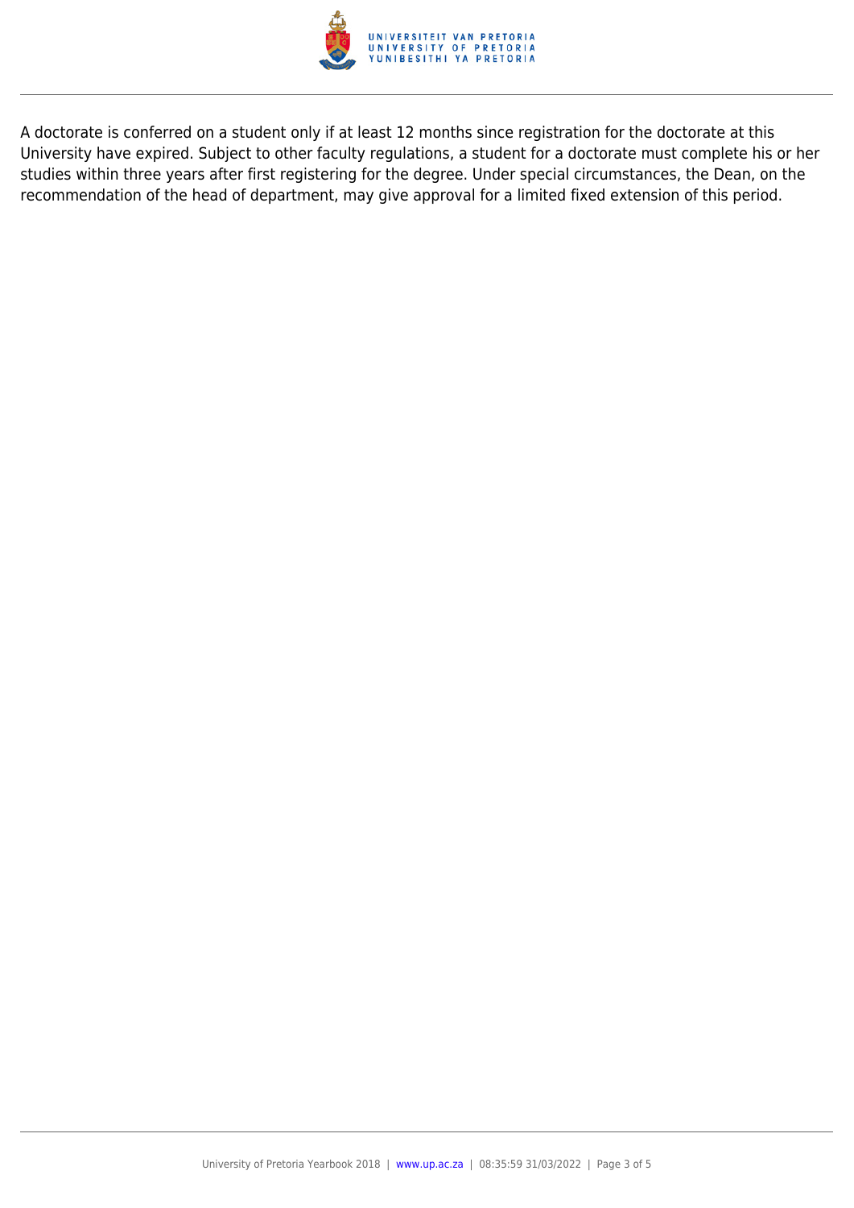A doctorate is conferred on a student only if at least 12 months since registration for the doctorate at this University have expired. Subject to other faculty regulations, a student for a doctorate must complete his or her studies within three years after first registering for the degree. Under special circumstances, the Dean, on the recommendation of the head of department, may give approval for a limited fixed extension of this period.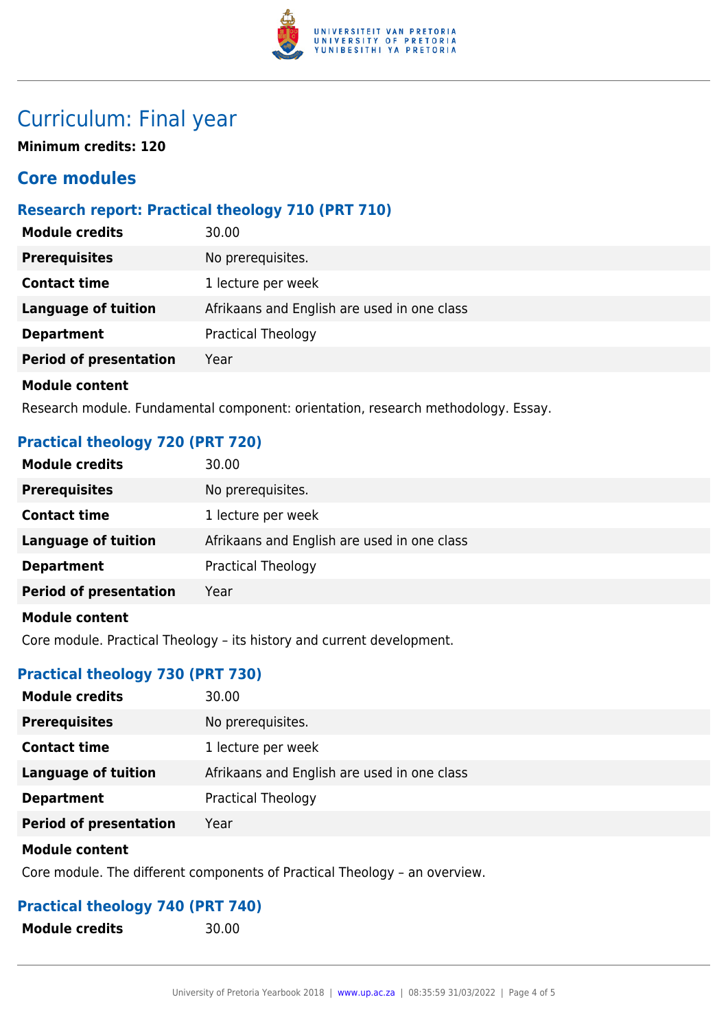# Curriculum: Final year

**Minimum credits: 120**

## Core modules

### Research report: Practical theology 710 (PRT 710)

| | |
|---|---|
| **Module credits** | 30.00 |
| **Prerequisites** | No prerequisites. |
| **Contact time** | 1 lecture per week |
| **Language of tuition** | Afrikaans and English are used in one class |
| **Department** | Practical Theology |
| **Period of presentation** | Year |

**Module content**

Research module. Fundamental component: orientation, research methodology. Essay.

### Practical theology 720 (PRT 720)

| | |
|---|---|
| **Module credits** | 30.00 |
| **Prerequisites** | No prerequisites. |
| **Contact time** | 1 lecture per week |
| **Language of tuition** | Afrikaans and English are used in one class |
| **Department** | Practical Theology |
| **Period of presentation** | Year |

**Module content**

Core module. Practical Theology – its history and current development.

### Practical theology 730 (PRT 730)

| | |
|---|---|
| **Module credits** | 30.00 |
| **Prerequisites** | No prerequisites. |
| **Contact time** | 1 lecture per week |
| **Language of tuition** | Afrikaans and English are used in one class |
| **Department** | Practical Theology |
| **Period of presentation** | Year |

**Module content**

Core module. The different components of Practical Theology – an overview.

### Practical theology 740 (PRT 740)

| | |
|---|---|
| **Module credits** | 30.00 |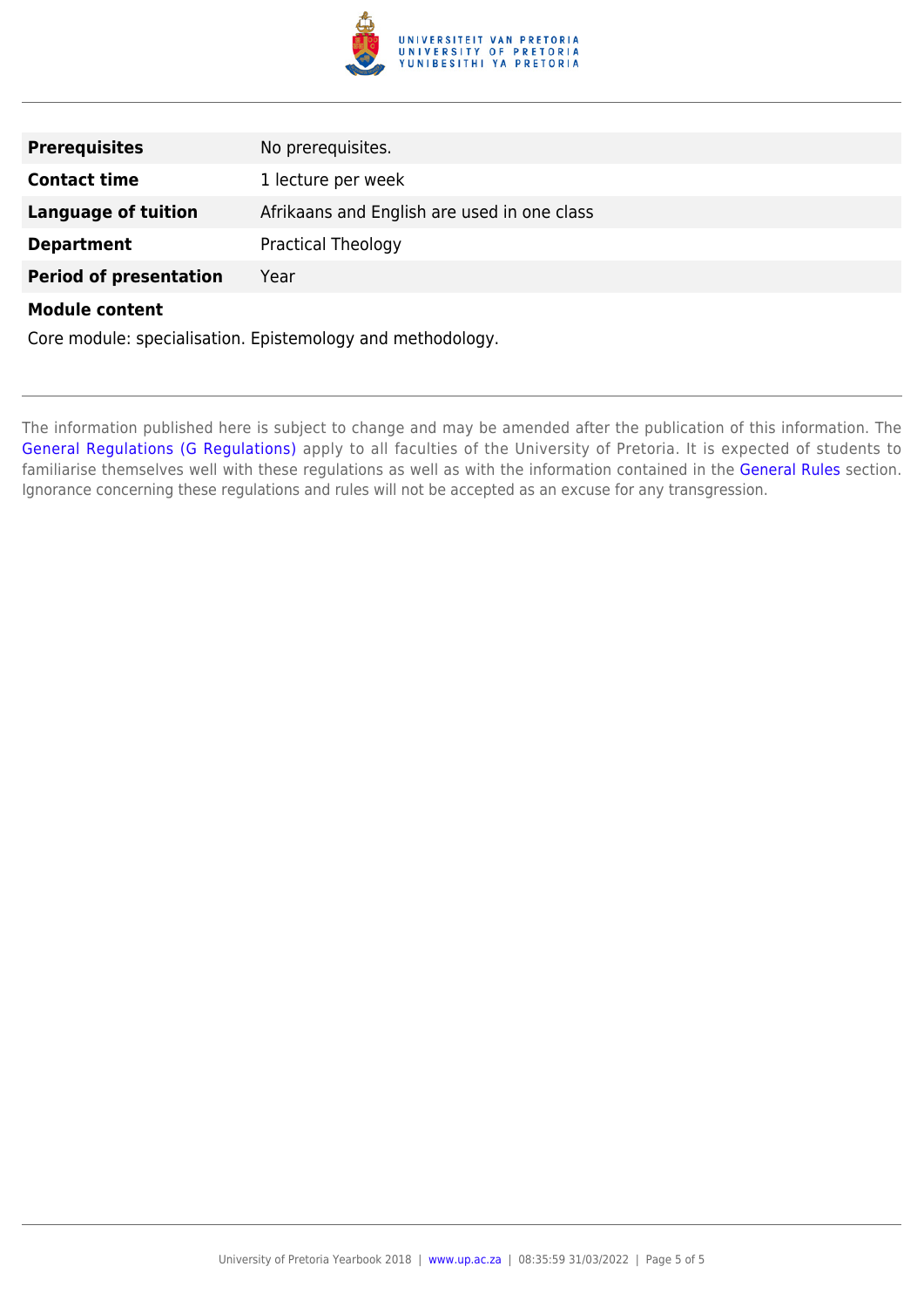| | |
|---|---|
| **Prerequisites** | No prerequisites. |
| **Contact time** | 1 lecture per week |
| **Language of tuition** | Afrikaans and English are used in one class |
| **Department** | Practical Theology |
| **Period of presentation** | Year |

**Module content**

Core module: specialisation. Epistemology and methodology.

The information published here is subject to change and may be amended after the publication of this information. The General Regulations (G Regulations) apply to all faculties of the University of Pretoria. It is expected of students to familiarise themselves well with these regulations as well as with the information contained in the General Rules section. Ignorance concerning these regulations and rules will not be accepted as an excuse for any transgression.